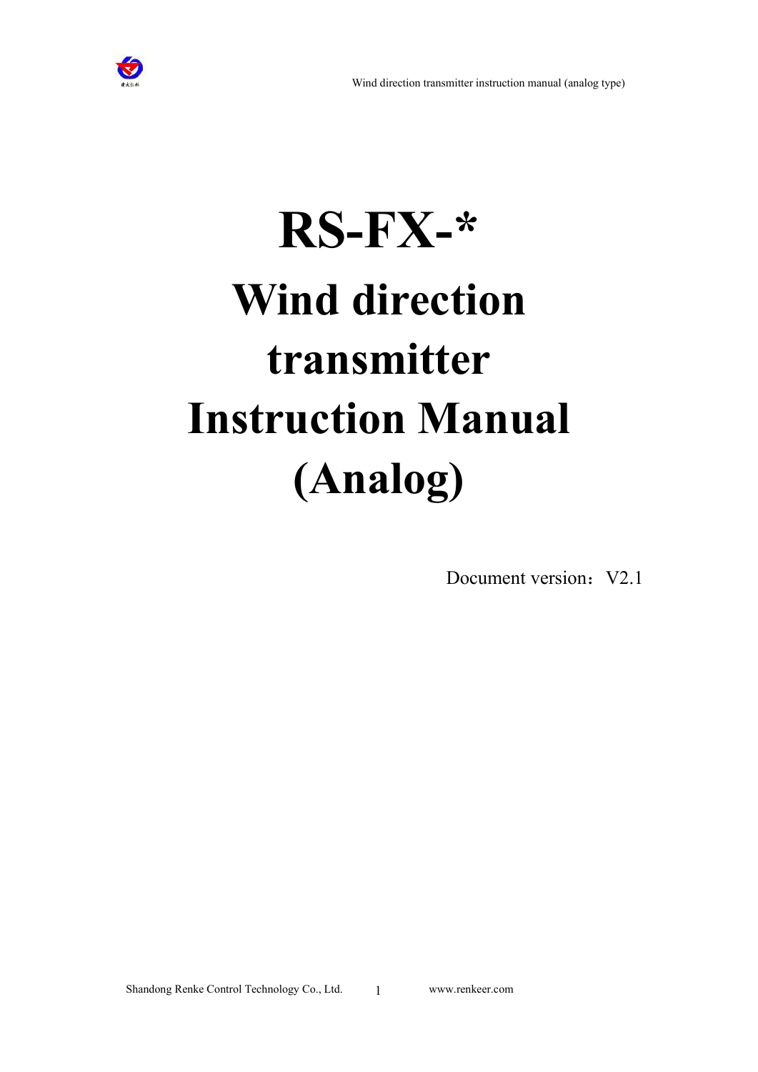# RS-FX-*

# Wind direction transmitter Instruction Manual (Analog)

Document version：V2.1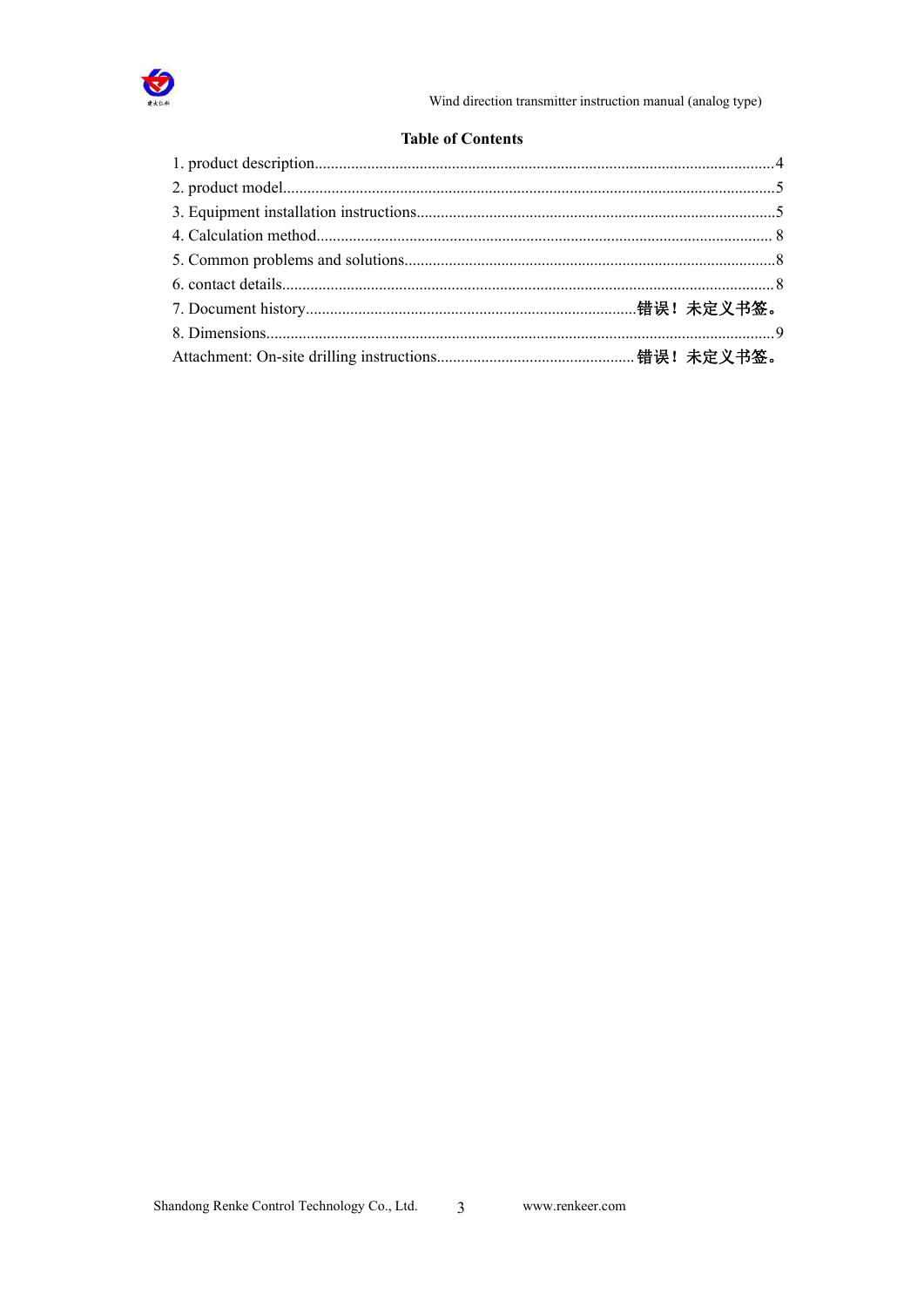**Table of Contents**

1. product description..................................................................................................................4
2. product model..........................................................................................................................5
3. Equipment installation instructions.........................................................................................5
4. Calculation method.................................................................................................................. 8
5. Common problems and solutions............................................................................................8
6. contact details..........................................................................................................................8
7. Document history..................................................................................**错误！未定义书签。**
8. Dimensions..............................................................................................................................9

Attachment: On-site drilling instructions................................................. **错误！未定义书签。**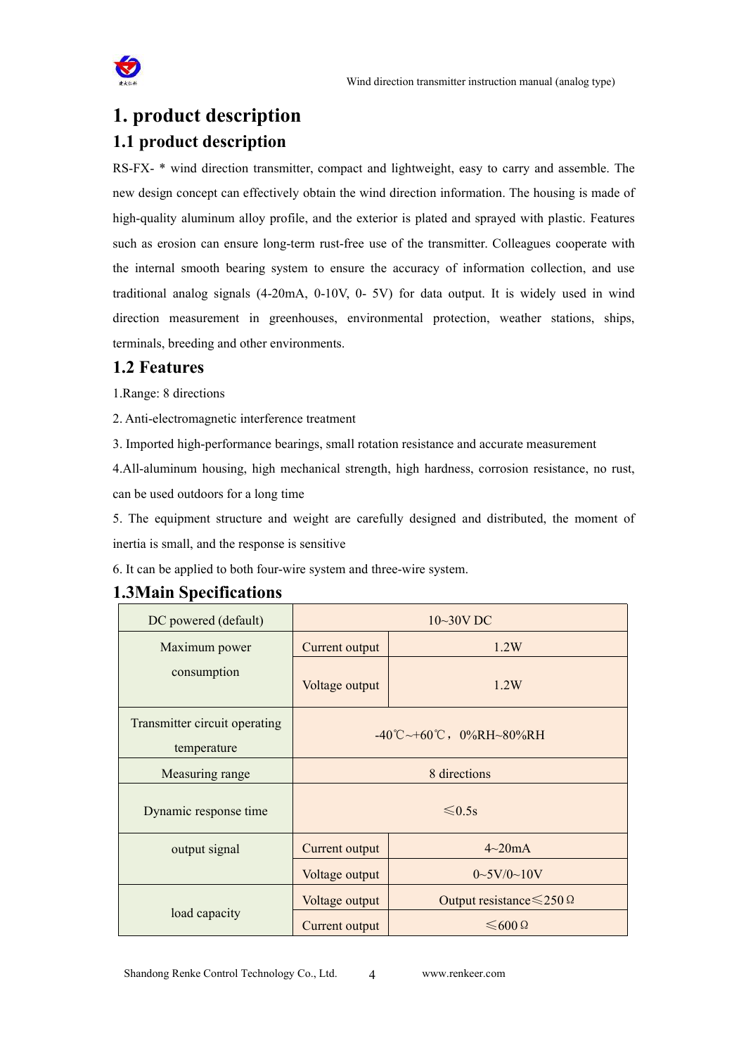# 1. product description

## 1.1 product description

RS-FX- * wind direction transmitter, compact and lightweight, easy to carry and assemble. The new design concept can effectively obtain the wind direction information. The housing is made of high-quality aluminum alloy profile, and the exterior is plated and sprayed with plastic. Features such as erosion can ensure long-term rust-free use of the transmitter. Colleagues cooperate with the internal smooth bearing system to ensure the accuracy of information collection, and use traditional analog signals (4-20mA, 0-10V, 0- 5V) for data output. It is widely used in wind direction measurement in greenhouses, environmental protection, weather stations, ships, terminals, breeding and other environments.

## 1.2 Features

1.Range: 8 directions

2. Anti-electromagnetic interference treatment

3. Imported high-performance bearings, small rotation resistance and accurate measurement

4.All-aluminum housing, high mechanical strength, high hardness, corrosion resistance, no rust, can be used outdoors for a long time

5. The equipment structure and weight are carefully designed and distributed, the moment of inertia is small, and the response is sensitive

6. It can be applied to both four-wire system and three-wire system.

## 1.3Main Specifications

| DC powered (default) | 10~30V DC | |
|---|---|---|
| Maximum power consumption | Current output | 1.2W |
| | Voltage output | 1.2W |
| Transmitter circuit operating temperature | -40℃~+60℃，0%RH~80%RH | |
| Measuring range | 8 directions | |
| Dynamic response time | ≤0.5s | |
| output signal | Current output | 4~20mA |
| | Voltage output | 0~5V/0~10V |
| load capacity | Voltage output | Output resistance≤250Ω |
| | Current output | ≤600Ω |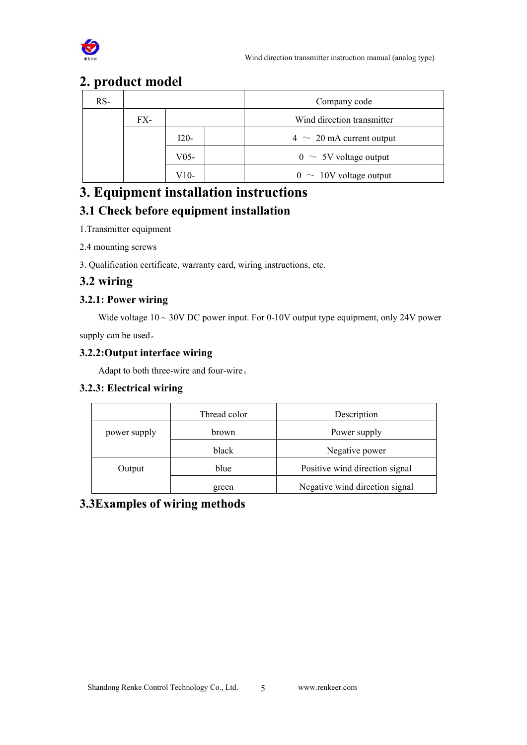## 2. product model

| RS- | | | | Company code |
|---|---|---|---|---|
| | FX- | | | Wind direction transmitter |
| | | I20- | | 4 ～ 20 mA current output |
| | | V05- | | 0 ～ 5V voltage output |
| | | V10- | | 0 ～ 10V voltage output |

## 3. Equipment installation instructions

### 3.1 Check before equipment installation

1.Transmitter equipment

2.4 mounting screws

3. Qualification certificate, warranty card, wiring instructions, etc.

### 3.2 wiring

#### 3.2.1: Power wiring

Wide voltage 10 ~ 30V DC power input. For 0-10V output type equipment, only 24V power supply can be used。

#### 3.2.2:Output interface wiring

Adapt to both three-wire and four-wire。

#### 3.2.3: Electrical wiring

| | Thread color | Description |
|---|---|---|
| power supply | brown | Power supply |
| | black | Negative power |
| Output | blue | Positive wind direction signal |
| | green | Negative wind direction signal |

### 3.3Examples of wiring methods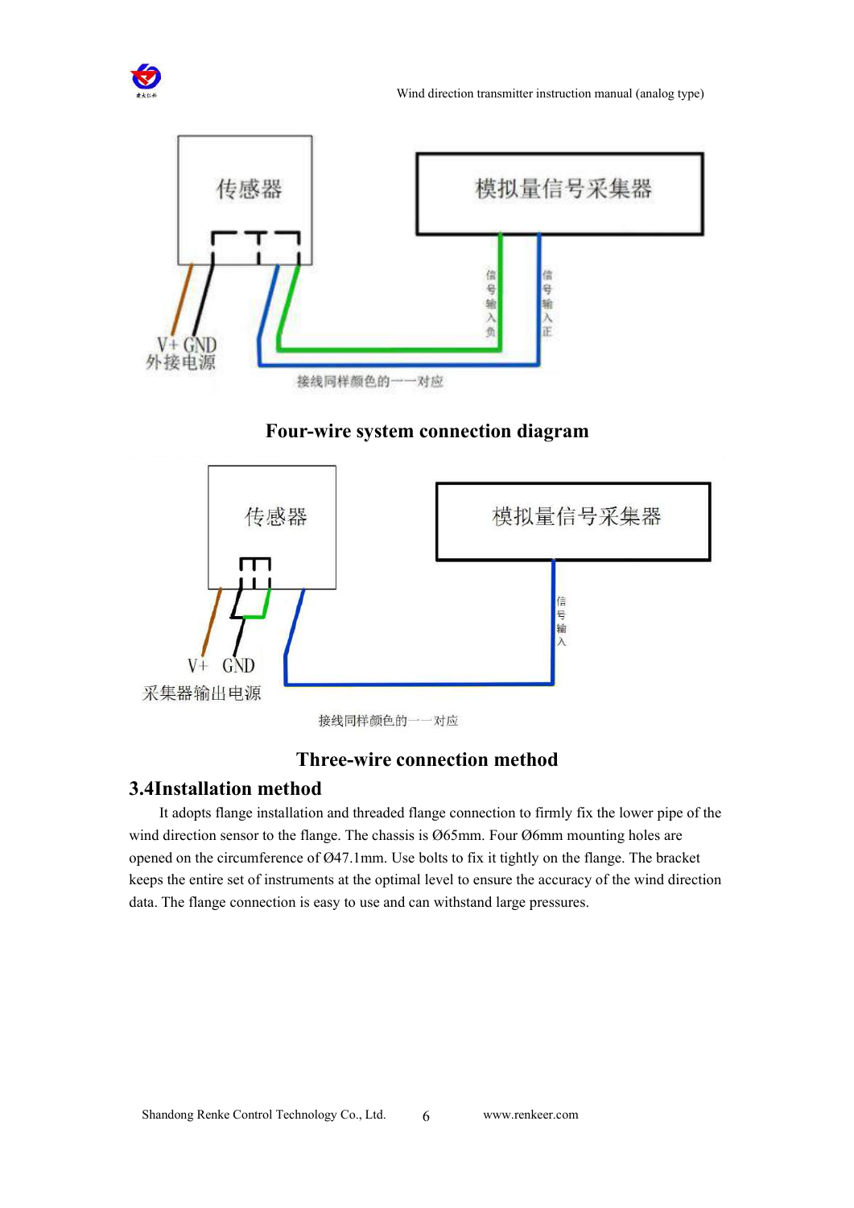传感器

模拟量信号采集器

V+ GND
外接电源

信号输入负

信号输入正

接线同样颜色的一一对应

**Four-wire system connection diagram**

传感器

模拟量信号采集器

V+ GND
采集器输出电源

信号输入

接线同样颜色的一一对应

**Three-wire connection method**

## 3.4Installation method

It adopts flange installation and threaded flange connection to firmly fix the lower pipe of the wind direction sensor to the flange. The chassis is Ø65mm. Four Ø6mm mounting holes are opened on the circumference of Ø47.1mm. Use bolts to fix it tightly on the flange. The bracket keeps the entire set of instruments at the optimal level to ensure the accuracy of the wind direction data. The flange connection is easy to use and can withstand large pressures.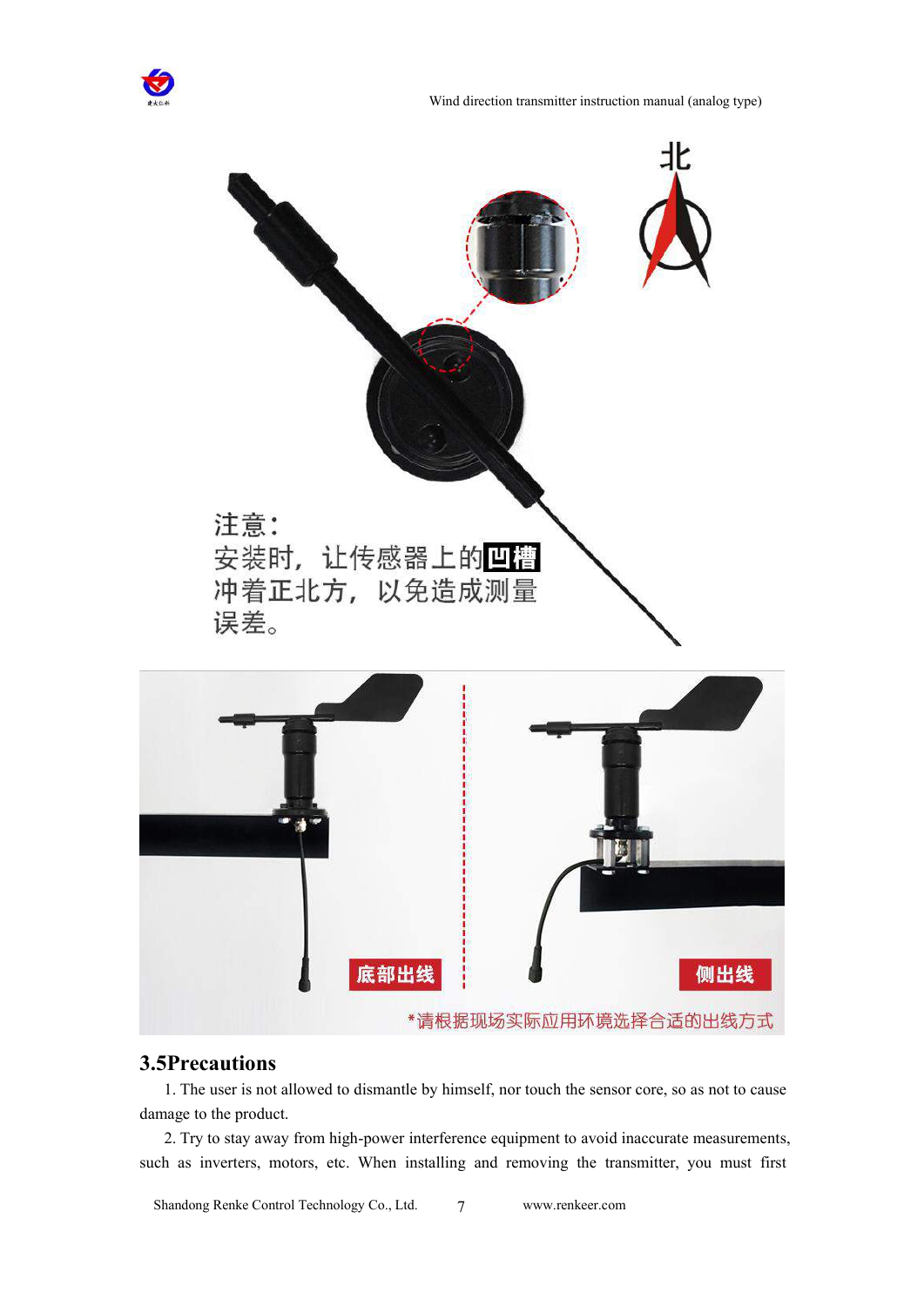## 3.5Precautions

1. The user is not allowed to dismantle by himself, nor touch the sensor core, so as not to cause damage to the product.

2. Try to stay away from high-power interference equipment to avoid inaccurate measurements, such as inverters, motors, etc. When installing and removing the transmitter, you must first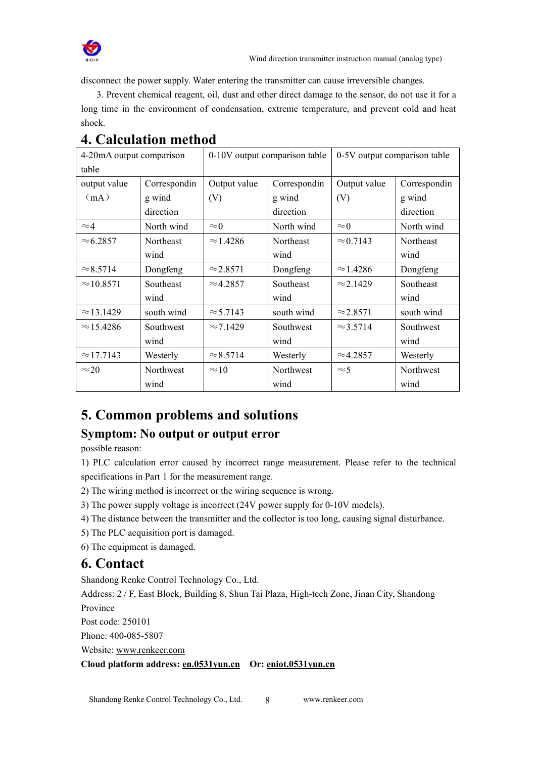disconnect the power supply. Water entering the transmitter can cause irreversible changes.

3. Prevent chemical reagent, oil, dust and other direct damage to the sensor, do not use it for a long time in the environment of condensation, extreme temperature, and prevent cold and heat shock.

# 4. Calculation method

| 4-20mA output comparison table | | 0-10V output comparison table | | 0-5V output comparison table | |
|---|---|---|---|---|---|
| output value （mA） | Corresponding wind direction | Output value (V) | Corresponding wind direction | Output value (V) | Corresponding wind direction |
| ≈4 | North wind | ≈0 | North wind | ≈0 | North wind |
| ≈6.2857 | Northeast wind | ≈1.4286 | Northeast wind | ≈0.7143 | Northeast wind |
| ≈8.5714 | Dongfeng | ≈2.8571 | Dongfeng | ≈1.4286 | Dongfeng |
| ≈10.8571 | Southeast wind | ≈4.2857 | Southeast wind | ≈2.1429 | Southeast wind |
| ≈13.1429 | south wind | ≈5.7143 | south wind | ≈2.8571 | south wind |
| ≈15.4286 | Southwest wind | ≈7.1429 | Southwest wind | ≈3.5714 | Southwest wind |
| ≈17.7143 | Westerly | ≈8.5714 | Westerly | ≈4.2857 | Westerly |
| ≈20 | Northwest wind | ≈10 | Northwest wind | ≈5 | Northwest wind |

# 5. Common problems and solutions

## Symptom: No output or output error

possible reason:

1) PLC calculation error caused by incorrect range measurement. Please refer to the technical specifications in Part 1 for the measurement range.

2) The wiring method is incorrect or the wiring sequence is wrong.

3) The power supply voltage is incorrect (24V power supply for 0-10V models).

4) The distance between the transmitter and the collector is too long, causing signal disturbance.

5) The PLC acquisition port is damaged.

6) The equipment is damaged.

# 6. Contact

Shandong Renke Control Technology Co., Ltd.

Address: 2 / F, East Block, Building 8, Shun Tai Plaza, High-tech Zone, Jinan City, Shandong Province

Post code: 250101

Phone: 400-085-5807

Website: www.renkeer.com

**Cloud platform address: en.0531yun.cn Or: eniot.0531yun.cn**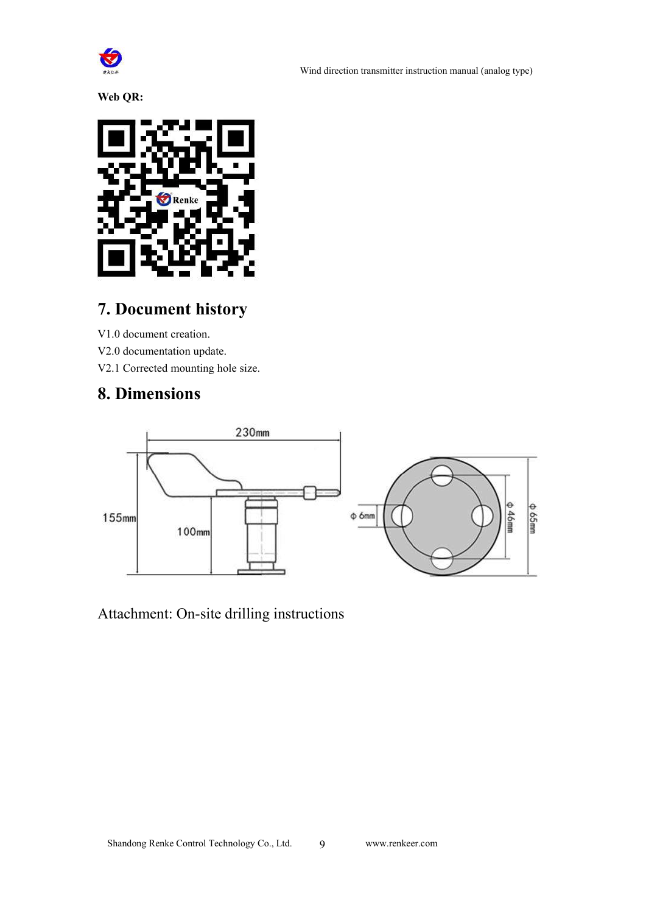**Web QR:**

## 7. Document history

V1.0 document creation.

V2.0 documentation update.

V2.1 Corrected mounting hole size.

## 8. Dimensions

Attachment: On-site drilling instructions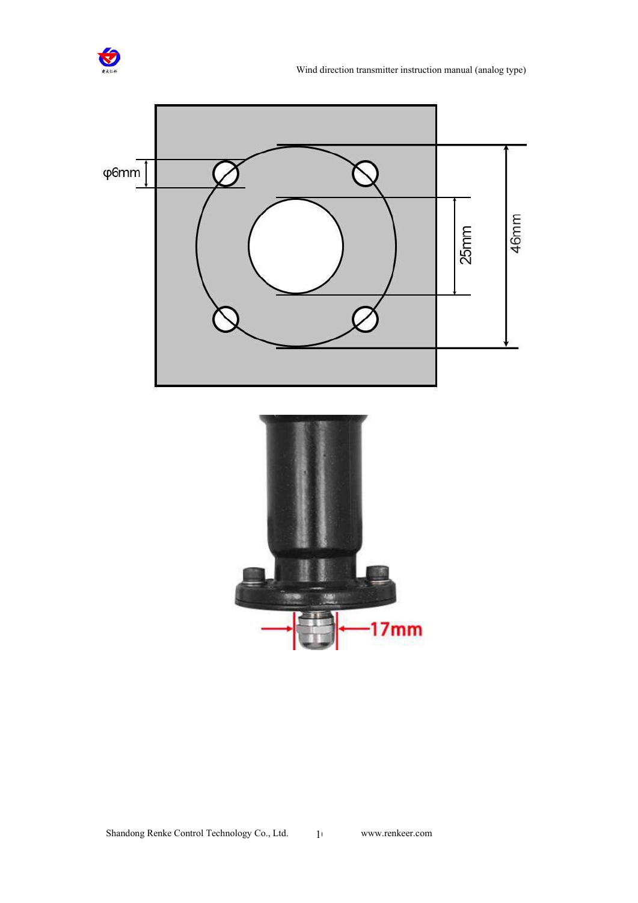φ6mm

25mm

46mm

17mm